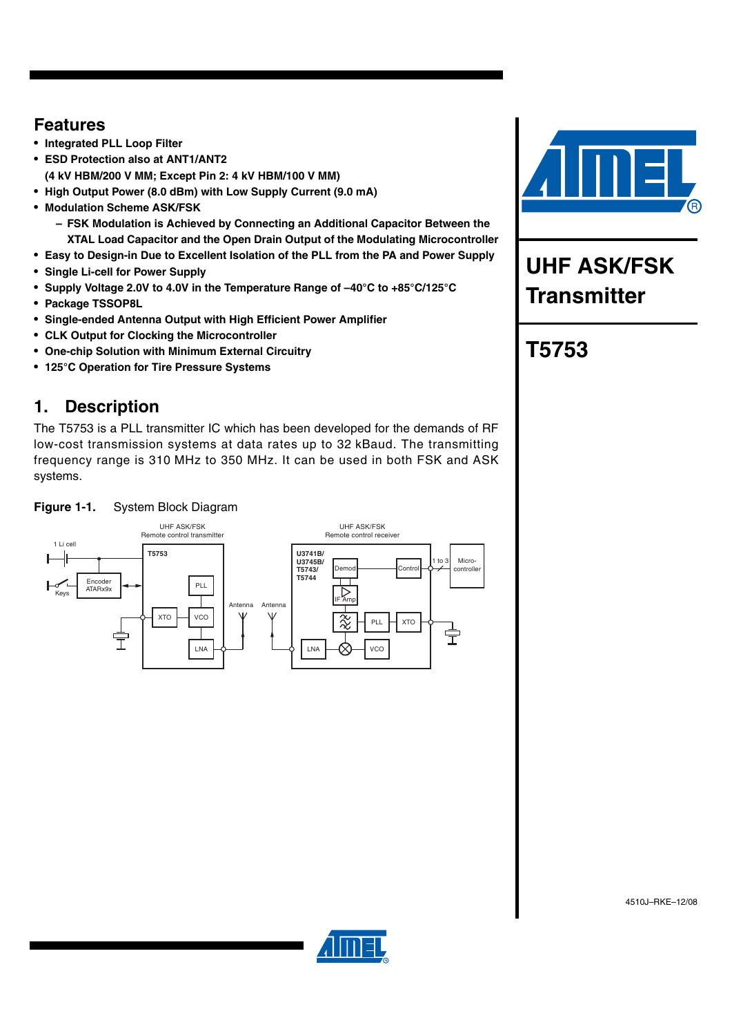## Features

- **Integrated PLL Loop Filter**
- **ESD Protection also at ANT1/ANT2**
  **(4 kV HBM/200 V MM; Except Pin 2: 4 kV HBM/100 V MM)**
- **High Output Power (8.0 dBm) with Low Supply Current (9.0 mA)**
- **Modulation Scheme ASK/FSK**
  - **FSK Modulation is Achieved by Connecting an Additional Capacitor Between the XTAL Load Capacitor and the Open Drain Output of the Modulating Microcontroller**
- **Easy to Design-in Due to Excellent Isolation of the PLL from the PA and Power Supply**
- **Single Li-cell for Power Supply**
- **Supply Voltage 2.0V to 4.0V in the Temperature Range of –40°C to +85°C/125°C**
- **Package TSSOP8L**
- **Single-ended Antenna Output with High Efficient Power Amplifier**
- **CLK Output for Clocking the Microcontroller**
- **One-chip Solution with Minimum External Circuitry**
- **125°C Operation for Tire Pressure Systems**

# UHF ASK/FSK Transmitter

# T5753

## 1. Description

The T5753 is a PLL transmitter IC which has been developed for the demands of RF low-cost transmission systems at data rates up to 32 kBaud. The transmitting frequency range is 310 MHz to 350 MHz. It can be used in both FSK and ASK systems.

**Figure 1-1.** System Block Diagram

4510J–RKE–12/08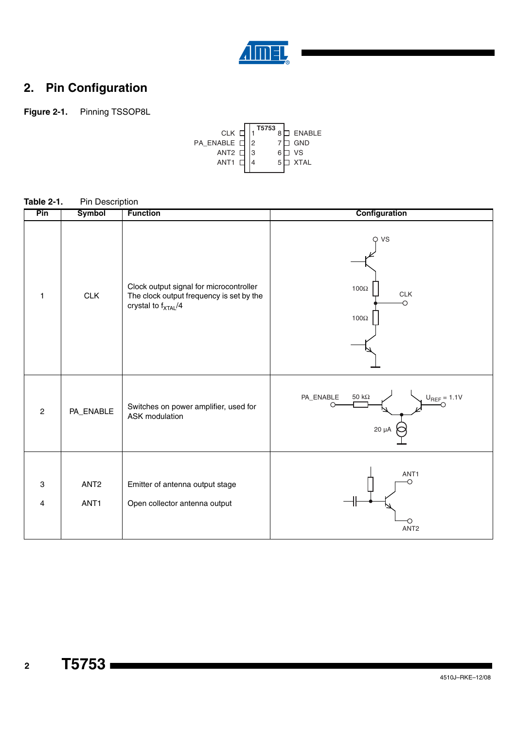## 2. Pin Configuration

**Figure 2-1.** Pinning TSSOP8L

| Signal | Pin | T5753 | Pin | Signal |
|---|---|---|---|---|
| CLK | 1 | | 8 | ENABLE |
| PA_ENABLE | 2 | | 7 | GND |
| ANT2 | 3 | | 6 | VS |
| ANT1 | 4 | | 5 | XTAL |

**Table 2-1.** Pin Description

| Pin | Symbol | Function | Configuration |
|---|---|---|---|
| 1 | CLK | Clock output signal for microcontroller<br>The clock output frequency is set by the crystal to $f_{XTAL}/4$ | VS, 100Ω, CLK, 100Ω |
| 2 | PA_ENABLE | Switches on power amplifier, used for ASK modulation | PA_ENABLE, 50 kΩ, $U_{REF}$ = 1.1V, 20 µA |
| 3<br>4 | ANT2<br>ANT1 | Emitter of antenna output stage<br>Open collector antenna output | ANT1, ANT2 |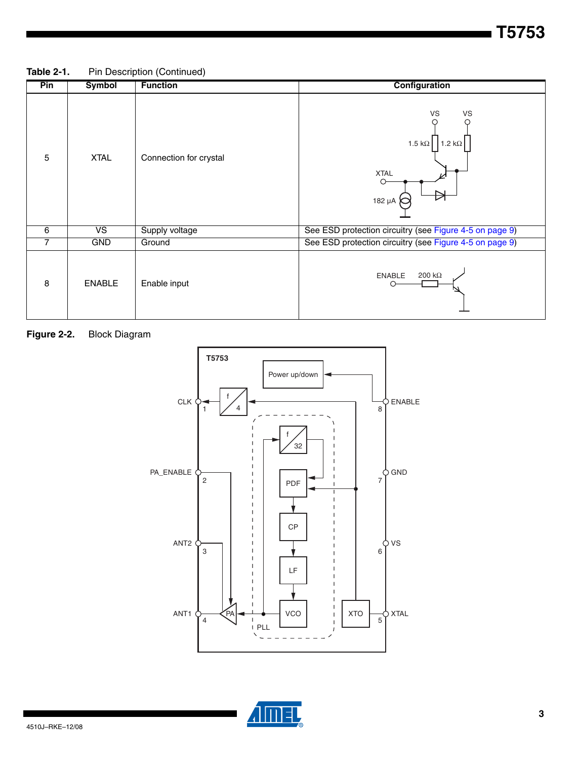**Table 2-1.** Pin Description (Continued)

| Pin | Symbol | Function | Configuration |
|---|---|---|---|
| 5 | XTAL | Connection for crystal | VS VS 1.5 kΩ 1.2 kΩ XTAL 182 µA |
| 6 | VS | Supply voltage | See ESD protection circuitry (see Figure 4-5 on page 9) |
| 7 | GND | Ground | See ESD protection circuitry (see Figure 4-5 on page 9) |
| 8 | ENABLE | Enable input | ENABLE 200 kΩ |

**Figure 2-2.** Block Diagram

T5753, Power up/down, CLK 1, f/4, ENABLE 8, f/32, PA_ENABLE 2, PDF, GND 7, CP, ANT2 3, VS 6, LF, ANT1 4, PA, VCO, XTO, XTAL 5, PLL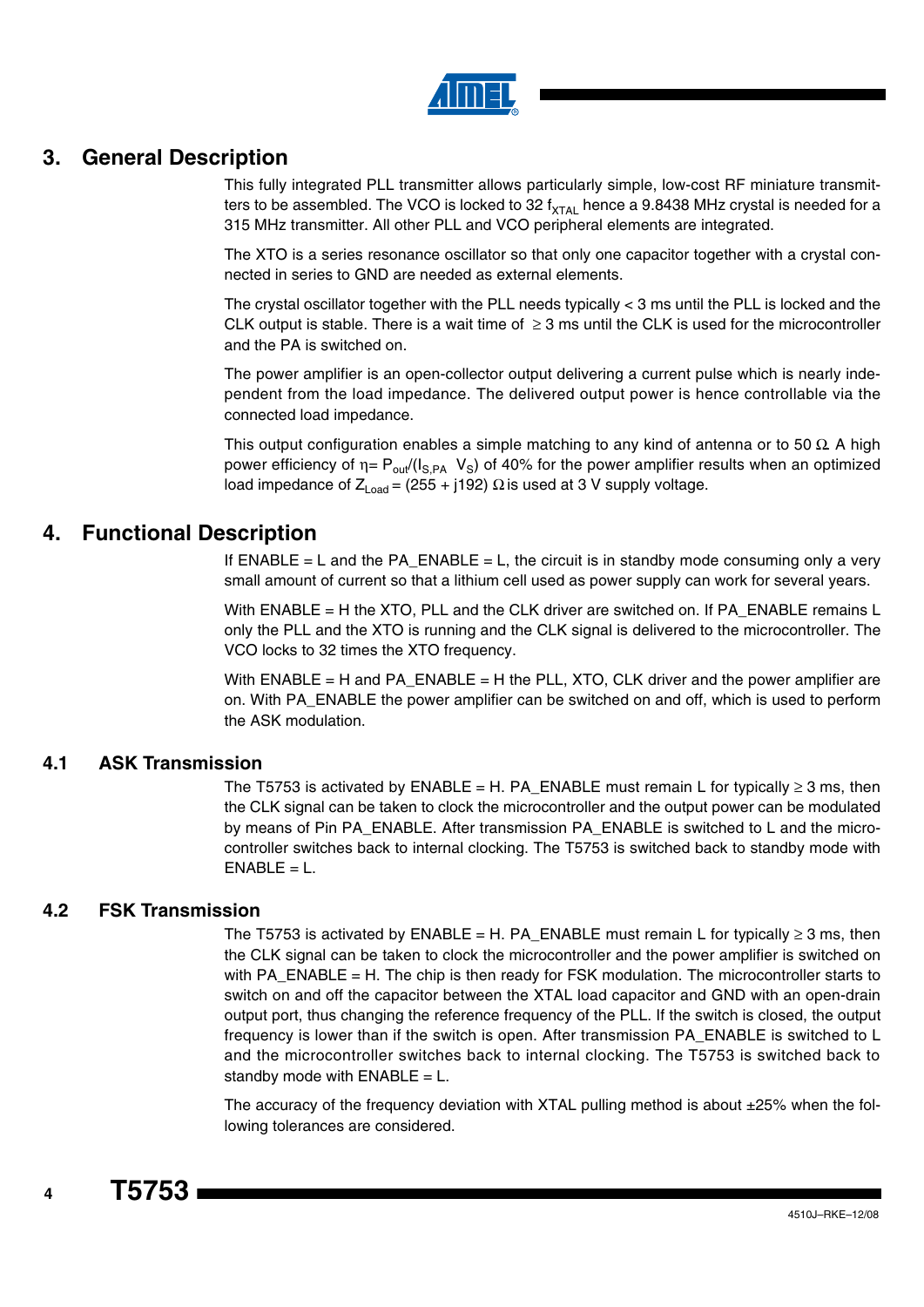## 3. General Description

This fully integrated PLL transmitter allows particularly simple, low-cost RF miniature transmitters to be assembled. The VCO is locked to 32 $f_{XTAL}$ hence a 9.8438 MHz crystal is needed for a 315 MHz transmitter. All other PLL and VCO peripheral elements are integrated.

The XTO is a series resonance oscillator so that only one capacitor together with a crystal connected in series to GND are needed as external elements.

The crystal oscillator together with the PLL needs typically < 3 ms until the PLL is locked and the CLK output is stable. There is a wait time of ≥ 3 ms until the CLK is used for the microcontroller and the PA is switched on.

The power amplifier is an open-collector output delivering a current pulse which is nearly independent from the load impedance. The delivered output power is hence controllable via the connected load impedance.

This output configuration enables a simple matching to any kind of antenna or to 50 Ω. A high power efficiency of $\eta = P_{out}/(I_{S,PA}\ V_S)$ of 40% for the power amplifier results when an optimized load impedance of $Z_{Load} = (255 + j192)\ \Omega$ is used at 3 V supply voltage.

## 4. Functional Description

If ENABLE = L and the PA_ENABLE = L, the circuit is in standby mode consuming only a very small amount of current so that a lithium cell used as power supply can work for several years.

With ENABLE = H the XTO, PLL and the CLK driver are switched on. If PA_ENABLE remains L only the PLL and the XTO is running and the CLK signal is delivered to the microcontroller. The VCO locks to 32 times the XTO frequency.

With ENABLE = H and PA_ENABLE = H the PLL, XTO, CLK driver and the power amplifier are on. With PA_ENABLE the power amplifier can be switched on and off, which is used to perform the ASK modulation.

### 4.1 ASK Transmission

The T5753 is activated by ENABLE = H. PA_ENABLE must remain L for typically ≥ 3 ms, then the CLK signal can be taken to clock the microcontroller and the output power can be modulated by means of Pin PA_ENABLE. After transmission PA_ENABLE is switched to L and the microcontroller switches back to internal clocking. The T5753 is switched back to standby mode with ENABLE = L.

### 4.2 FSK Transmission

The T5753 is activated by ENABLE = H. PA_ENABLE must remain L for typically ≥ 3 ms, then the CLK signal can be taken to clock the microcontroller and the power amplifier is switched on with PA_ENABLE = H. The chip is then ready for FSK modulation. The microcontroller starts to switch on and off the capacitor between the XTAL load capacitor and GND with an open-drain output port, thus changing the reference frequency of the PLL. If the switch is closed, the output frequency is lower than if the switch is open. After transmission PA_ENABLE is switched to L and the microcontroller switches back to internal clocking. The T5753 is switched back to standby mode with ENABLE = L.

The accuracy of the frequency deviation with XTAL pulling method is about ±25% when the following tolerances are considered.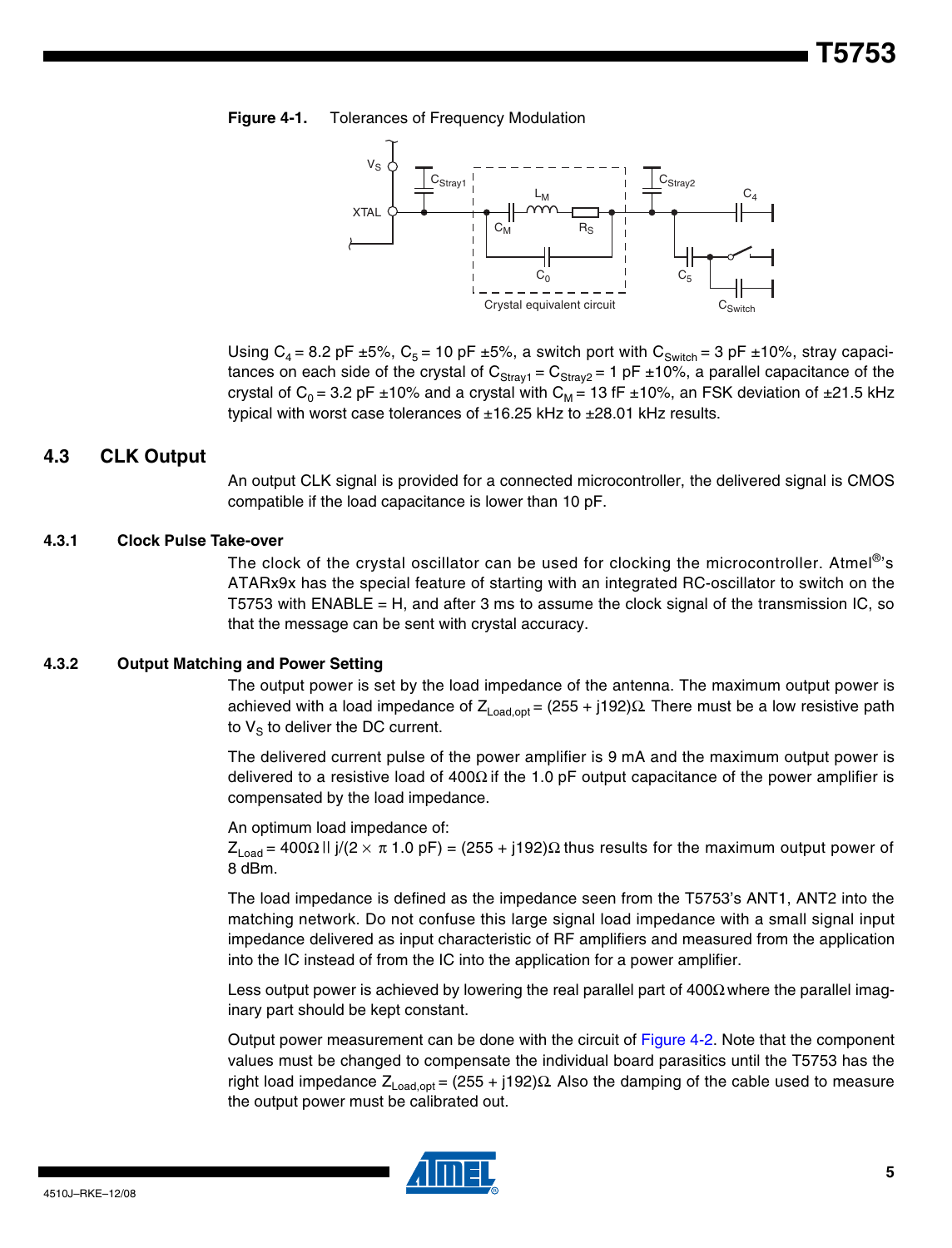**Figure 4-1.** Tolerances of Frequency Modulation

Using $C_4$ = 8.2 pF ±5%, $C_5$ = 10 pF ±5%, a switch port with $C_{Switch}$ = 3 pF ±10%, stray capacitances on each side of the crystal of $C_{Stray1}$ = $C_{Stray2}$ = 1 pF ±10%, a parallel capacitance of the crystal of $C_0$ = 3.2 pF ±10% and a crystal with $C_M$ = 13 fF ±10%, an FSK deviation of ±21.5 kHz typical with worst case tolerances of ±16.25 kHz to ±28.01 kHz results.

## 4.3 CLK Output

An output CLK signal is provided for a connected microcontroller, the delivered signal is CMOS compatible if the load capacitance is lower than 10 pF.

### 4.3.1 Clock Pulse Take-over

The clock of the crystal oscillator can be used for clocking the microcontroller. Atmel®'s ATARx9x has the special feature of starting with an integrated RC-oscillator to switch on the T5753 with ENABLE = H, and after 3 ms to assume the clock signal of the transmission IC, so that the message can be sent with crystal accuracy.

### 4.3.2 Output Matching and Power Setting

The output power is set by the load impedance of the antenna. The maximum output power is achieved with a load impedance of $Z_{Load,opt}$ = (255 + j192)Ω. There must be a low resistive path to $V_S$ to deliver the DC current.

The delivered current pulse of the power amplifier is 9 mA and the maximum output power is delivered to a resistive load of 400Ω if the 1.0 pF output capacitance of the power amplifier is compensated by the load impedance.

An optimum load impedance of:
$Z_{Load}$ = 400Ω || j/(2 × π 1.0 pF) = (255 + j192)Ω thus results for the maximum output power of 8 dBm.

The load impedance is defined as the impedance seen from the T5753's ANT1, ANT2 into the matching network. Do not confuse this large signal load impedance with a small signal input impedance delivered as input characteristic of RF amplifiers and measured from the application into the IC instead of from the IC into the application for a power amplifier.

Less output power is achieved by lowering the real parallel part of 400Ω where the parallel imaginary part should be kept constant.

Output power measurement can be done with the circuit of Figure 4-2. Note that the component values must be changed to compensate the individual board parasitics until the T5753 has the right load impedance $Z_{Load,opt}$ = (255 + j192)Ω. Also the damping of the cable used to measure the output power must be calibrated out.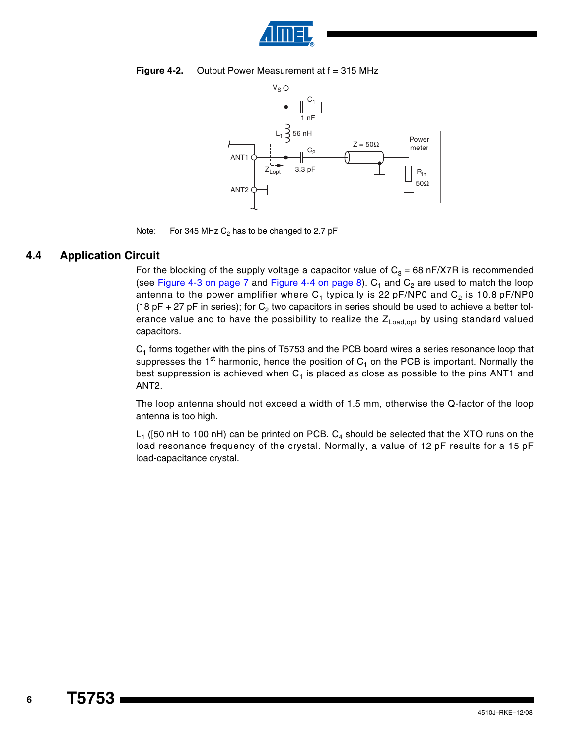**Figure 4-2.** Output Power Measurement at f = 315 MHz

Note: For 345 MHz $C_2$ has to be changed to 2.7 pF

## 4.4 Application Circuit

For the blocking of the supply voltage a capacitor value of $C_3$ = 68 nF/X7R is recommended (see Figure 4-3 on page 7 and Figure 4-4 on page 8). $C_1$ and $C_2$ are used to match the loop antenna to the power amplifier where $C_1$ typically is 22 pF/NP0 and $C_2$ is 10.8 pF/NP0 (18 pF + 27 pF in series); for $C_2$ two capacitors in series should be used to achieve a better tolerance value and to have the possibility to realize the $Z_{Load,opt}$ by using standard valued capacitors.

$C_1$ forms together with the pins of T5753 and the PCB board wires a series resonance loop that suppresses the 1st harmonic, hence the position of $C_1$ on the PCB is important. Normally the best suppression is achieved when $C_1$ is placed as close as possible to the pins ANT1 and ANT2.

The loop antenna should not exceed a width of 1.5 mm, otherwise the Q-factor of the loop antenna is too high.

$L_1$ ([50 nH to 100 nH) can be printed on PCB. $C_4$ should be selected that the XTO runs on the load resonance frequency of the crystal. Normally, a value of 12 pF results for a 15 pF load-capacitance crystal.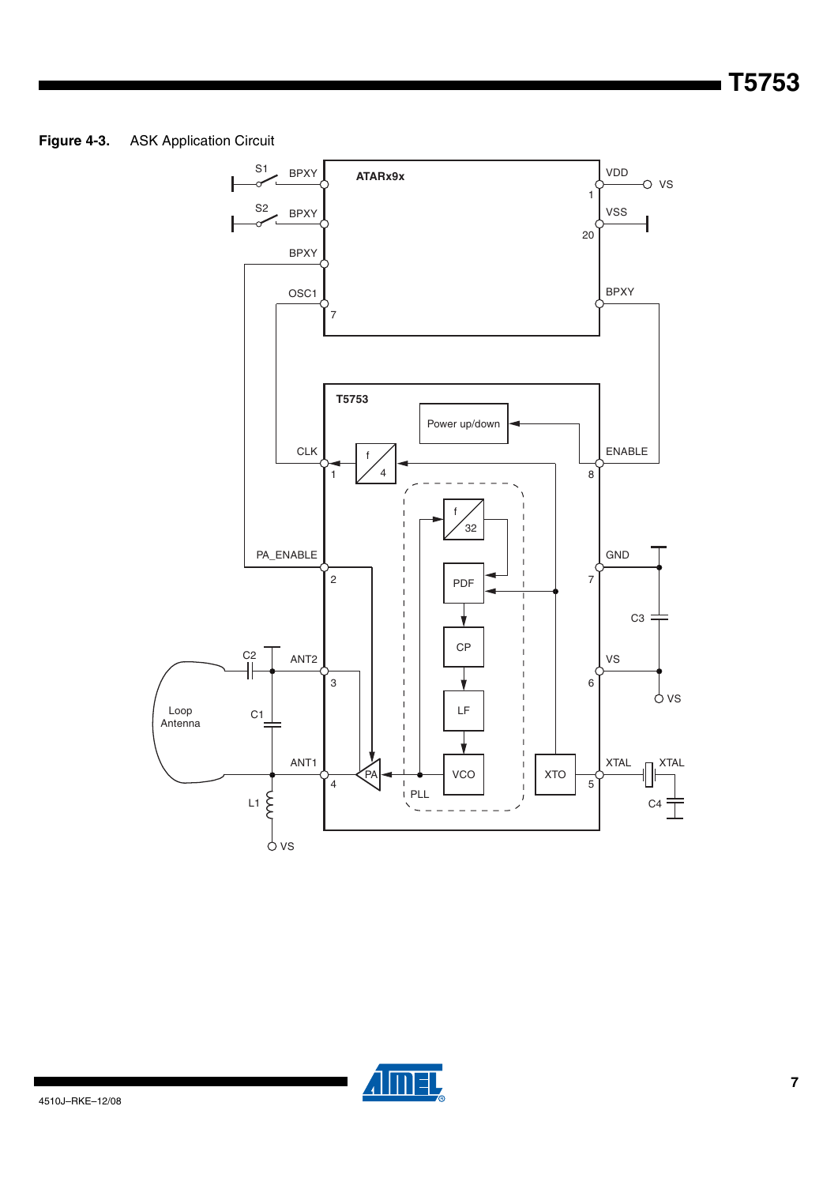**Figure 4-3.** ASK Application Circuit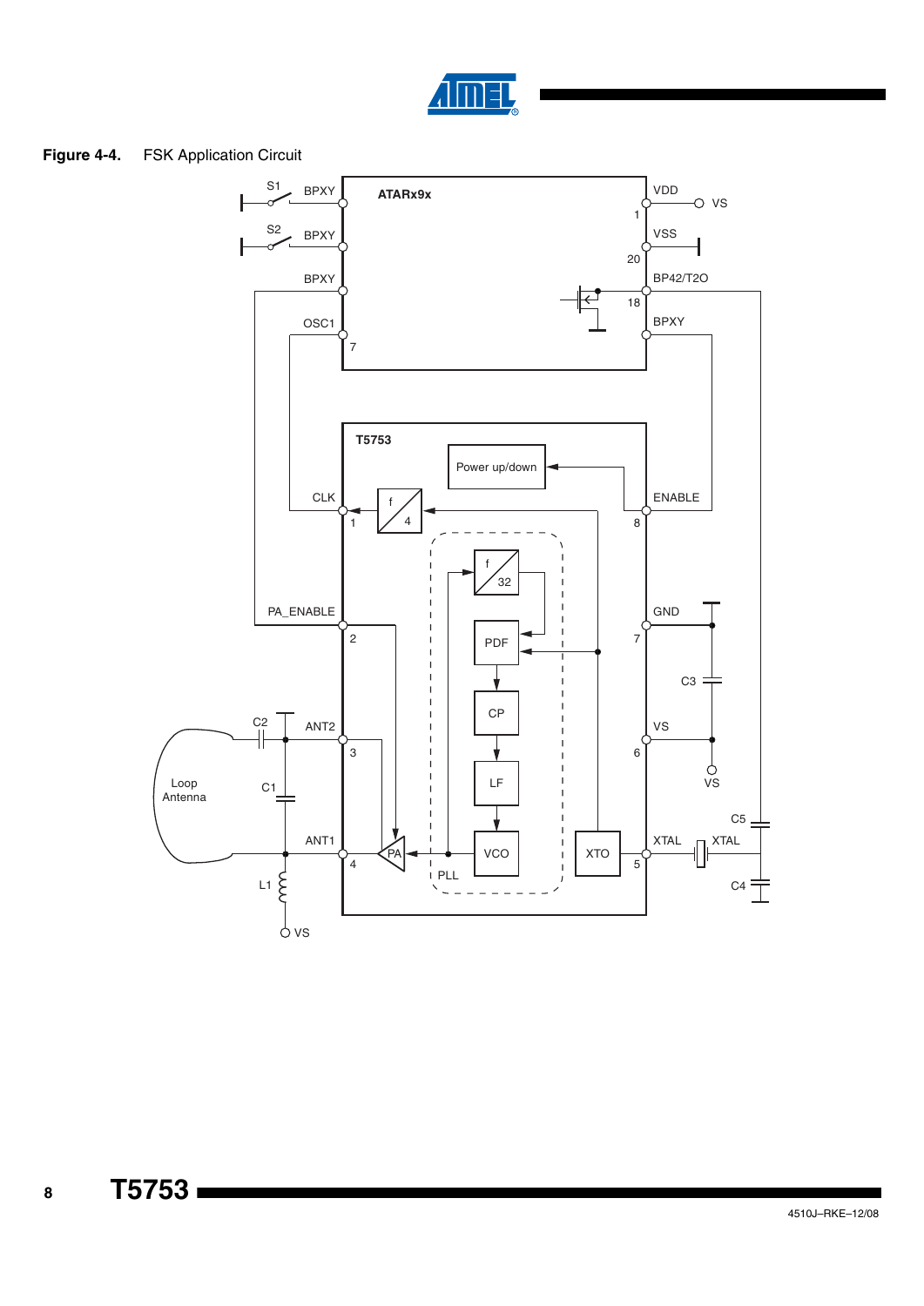**Figure 4-4.** FSK Application Circuit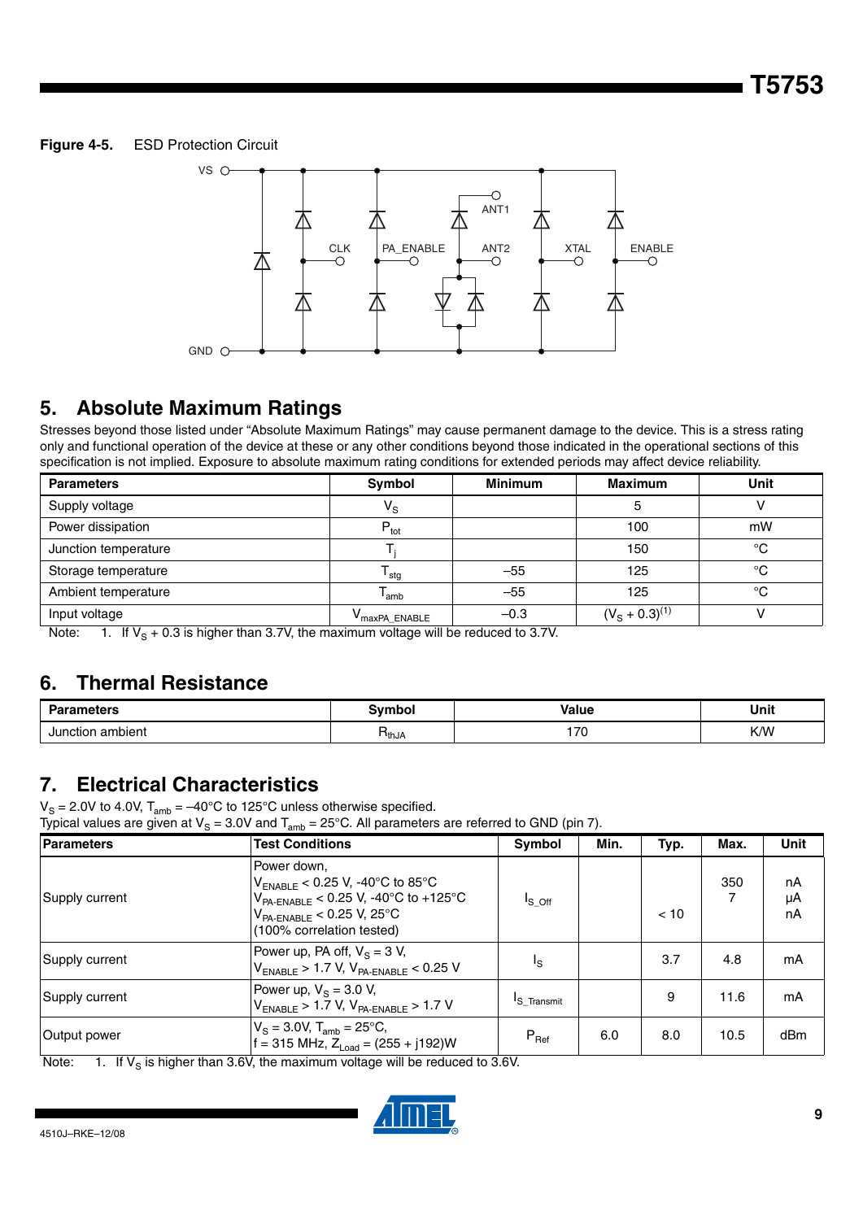**Figure 4-5.** ESD Protection Circuit

## 5. Absolute Maximum Ratings

Stresses beyond those listed under "Absolute Maximum Ratings" may cause permanent damage to the device. This is a stress rating only and functional operation of the device at these or any other conditions beyond those indicated in the operational sections of this specification is not implied. Exposure to absolute maximum rating conditions for extended periods may affect device reliability.

| Parameters | Symbol | Minimum | Maximum | Unit |
|---|---|---|---|---|
| Supply voltage | $V_S$ | | 5 | V |
| Power dissipation | $P_{tot}$ | | 100 | mW |
| Junction temperature | $T_j$ | | 150 | °C |
| Storage temperature | $T_{stg}$ | –55 | 125 | °C |
| Ambient temperature | $T_{amb}$ | –55 | 125 | °C |
| Input voltage | $V_{maxPA\_ENABLE}$ | –0.3 | $(V_S + 0.3)$[1] | V |

Note: 1. If $V_S$ + 0.3 is higher than 3.7V, the maximum voltage will be reduced to 3.7V.

## 6. Thermal Resistance

| Parameters | Symbol | Value | Unit |
|---|---|---|---|
| Junction ambient | $R_{thJA}$ | 170 | K/W |

## 7. Electrical Characteristics

$V_S$ = 2.0V to 4.0V, $T_{amb}$ = –40°C to 125°C unless otherwise specified.
Typical values are given at $V_S$ = 3.0V and $T_{amb}$ = 25°C. All parameters are referred to GND (pin 7).

| Parameters | Test Conditions | Symbol | Min. | Typ. | Max. | Unit |
|---|---|---|---|---|---|---|
| Supply current | Power down,<br>$V_{ENABLE}$ < 0.25 V, -40°C to 85°C<br>$V_{PA\text{-}ENABLE}$ < 0.25 V, -40°C to +125°C<br>$V_{PA\text{-}ENABLE}$ < 0.25 V, 25°C<br>(100% correlation tested) | $I_{S\_Off}$ | | <br><br>< 10 | 350<br>7 | nA<br>µA<br>nA |
| Supply current | Power up, PA off, $V_S$ = 3 V,<br>$V_{ENABLE}$ > 1.7 V, $V_{PA\text{-}ENABLE}$ < 0.25 V | $I_S$ | | 3.7 | 4.8 | mA |
| Supply current | Power up, $V_S$ = 3.0 V,<br>$V_{ENABLE}$ > 1.7 V, $V_{PA\text{-}ENABLE}$ > 1.7 V | $I_{S\_Transmit}$ | | 9 | 11.6 | mA |
| Output power | $V_S$ = 3.0V, $T_{amb}$ = 25°C,<br>f = 315 MHz, $Z_{Load}$ = (255 + j192)W | $P_{Ref}$ | 6.0 | 8.0 | 10.5 | dBm |

Note: 1. If $V_S$ is higher than 3.6V, the maximum voltage will be reduced to 3.6V.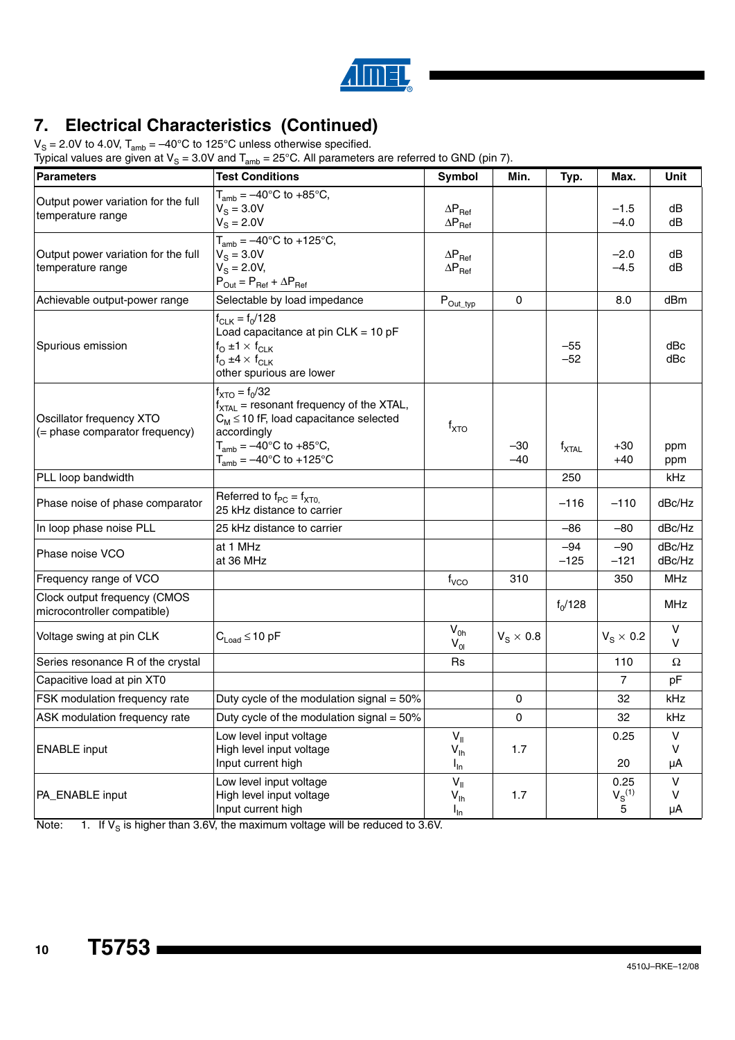# 7. Electrical Characteristics (Continued)

$V_S$ = 2.0V to 4.0V, $T_{amb}$ = –40°C to 125°C unless otherwise specified.
Typical values are given at $V_S$ = 3.0V and $T_{amb}$ = 25°C. All parameters are referred to GND (pin 7).

| Parameters | Test Conditions | Symbol | Min. | Typ. | Max. | Unit |
|---|---|---|---|---|---|---|
| Output power variation for the full temperature range | $T_{amb}$ = –40°C to +85°C, $V_S$ = 3.0V $V_S$ = 2.0V | $\Delta P_{Ref}$ $\Delta P_{Ref}$ | | | –1.5 –4.0 | dB dB |
| Output power variation for the full temperature range | $T_{amb}$ = –40°C to +125°C, $V_S$ = 3.0V $V_S$ = 2.0V, $P_{Out} = P_{Ref} + \Delta P_{Ref}$ | $\Delta P_{Ref}$ $\Delta P_{Ref}$ | | | –2.0 –4.5 | dB dB |
| Achievable output-power range | Selectable by load impedance | $P_{Out\_typ}$ | 0 | | 8.0 | dBm |
| Spurious emission | $f_{CLK} = f_0/128$ Load capacitance at pin CLK = 10 pF $f_O \pm 1 \times f_{CLK}$ $f_O \pm 4 \times f_{CLK}$ other spurious are lower | | | –55 –52 | | dBc dBc |
| Oscillator frequency XTO (= phase comparator frequency) | $f_{XTO} = f_0/32$ $f_{XTAL}$ = resonant frequency of the XTAL, $C_M \leq 10$ fF, load capacitance selected accordingly $T_{amb}$ = –40°C to +85°C, $T_{amb}$ = –40°C to +125°C | $f_{XTO}$ | –30 –40 | $f_{XTAL}$ | +30 +40 | ppm ppm |
| PLL loop bandwidth | | | | 250 | | kHz |
| Phase noise of phase comparator | Referred to $f_{PC} = f_{XTO}$, 25 kHz distance to carrier | | | –116 | –110 | dBc/Hz |
| In loop phase noise PLL | 25 kHz distance to carrier | | | –86 | –80 | dBc/Hz |
| Phase noise VCO | at 1 MHz at 36 MHz | | | –94 –125 | –90 –121 | dBc/Hz dBc/Hz |
| Frequency range of VCO | | $f_{VCO}$ | 310 | | 350 | MHz |
| Clock output frequency (CMOS microcontroller compatible) | | | | $f_0/128$ | | MHz |
| Voltage swing at pin CLK | $C_{Load} \leq 10$ pF | $V_{0h}$ $V_{0l}$ | $V_S \times 0.8$ | | $V_S \times 0.2$ | V V |
| Series resonance R of the crystal | | Rs | | | 110 | Ω |
| Capacitive load at pin XT0 | | | | | 7 | pF |
| FSK modulation frequency rate | Duty cycle of the modulation signal = 50% | | 0 | | 32 | kHz |
| ASK modulation frequency rate | Duty cycle of the modulation signal = 50% | | 0 | | 32 | kHz |
| ENABLE input | Low level input voltage High level input voltage Input current high | $V_{Il}$ $V_{Ih}$ $I_{In}$ | 1.7 | | 0.25 20 | V V µA |
| PA_ENABLE input | Low level input voltage High level input voltage Input current high | $V_{Il}$ $V_{Ih}$ $I_{In}$ | 1.7 | | 0.25 $V_S$[(1)] 5 | V V µA |

Note: 1. If $V_S$ is higher than 3.6V, the maximum voltage will be reduced to 3.6V.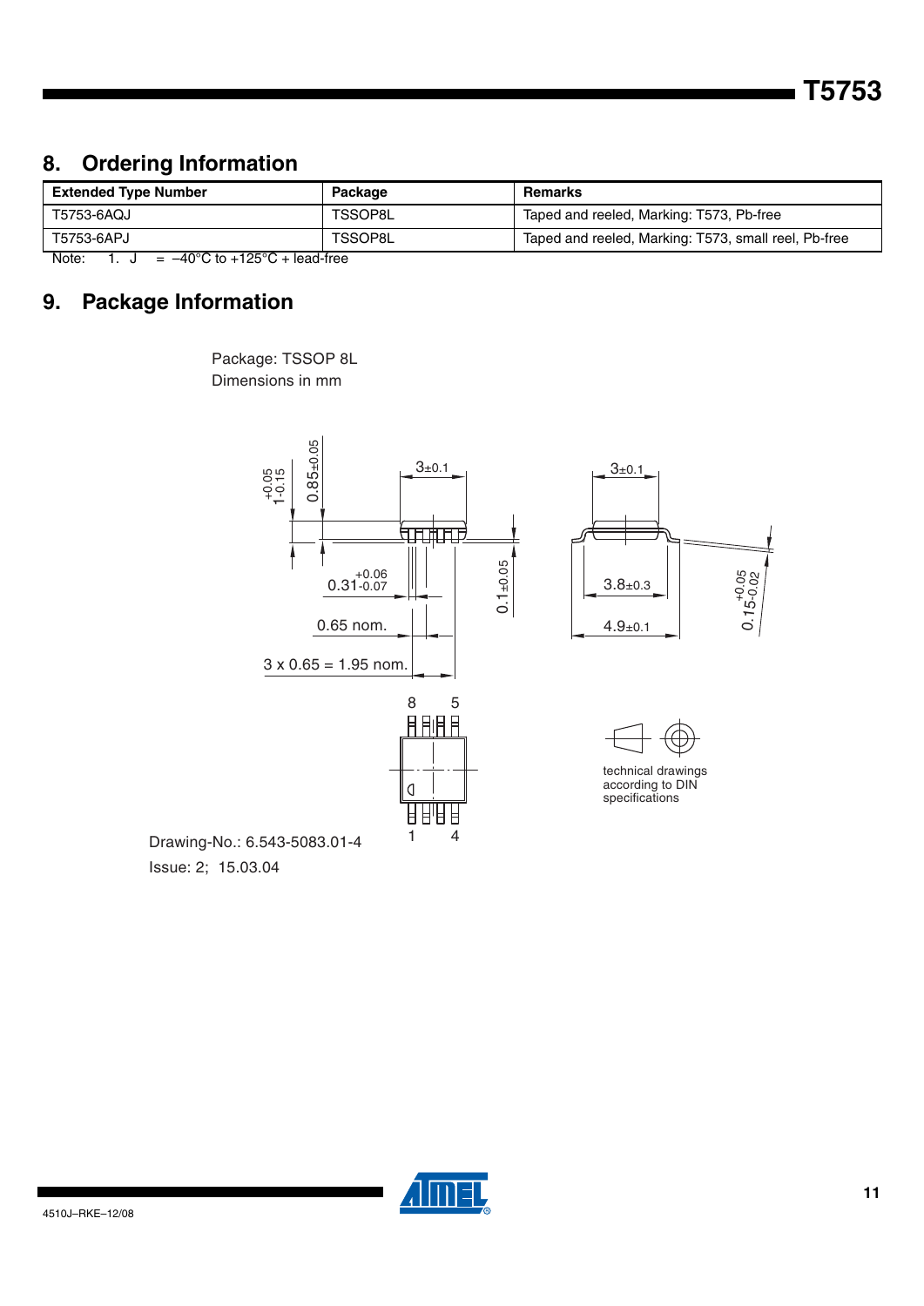## 8. Ordering Information

| Extended Type Number | Package | Remarks |
|---|---|---|
| T5753-6AQJ | TSSOP8L | Taped and reeled, Marking: T573, Pb-free |
| T5753-6APJ | TSSOP8L | Taped and reeled, Marking: T573, small reel, Pb-free |

Note: 1. J = –40°C to +125°C + lead-free

## 9. Package Information

Package: TSSOP 8L
Dimensions in mm

Drawing-No.: 6.543-5083.01-4
Issue: 2; 15.03.04

technical drawings according to DIN specifications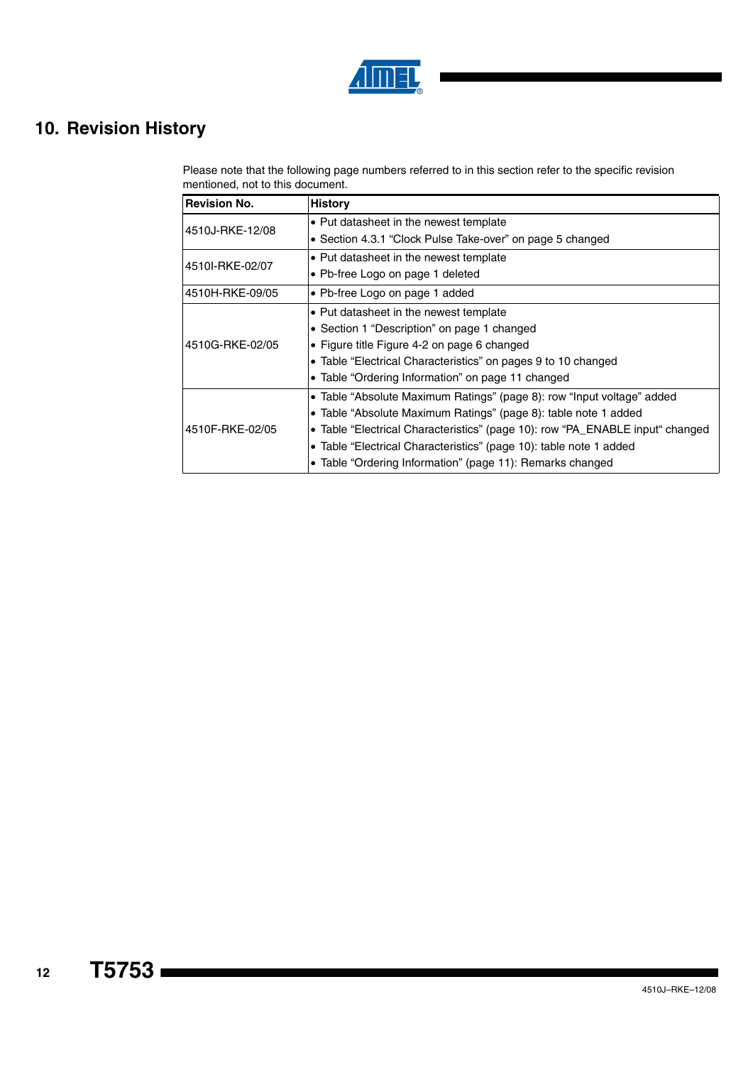# 10. Revision History

Please note that the following page numbers referred to in this section refer to the specific revision mentioned, not to this document.

| Revision No. | History |
|---|---|
| 4510J-RKE-12/08 | • Put datasheet in the newest template<br>• Section 4.3.1 “Clock Pulse Take-over” on page 5 changed |
| 4510I-RKE-02/07 | • Put datasheet in the newest template<br>• Pb-free Logo on page 1 deleted |
| 4510H-RKE-09/05 | • Pb-free Logo on page 1 added |
| 4510G-RKE-02/05 | • Put datasheet in the newest template<br>• Section 1 “Description” on page 1 changed<br>• Figure title Figure 4-2 on page 6 changed<br>• Table “Electrical Characteristics” on pages 9 to 10 changed<br>• Table “Ordering Information” on page 11 changed |
| 4510F-RKE-02/05 | • Table “Absolute Maximum Ratings” (page 8): row “Input voltage” added<br>• Table “Absolute Maximum Ratings” (page 8): table note 1 added<br>• Table “Electrical Characteristics” (page 10): row “PA_ENABLE input“ changed<br>• Table “Electrical Characteristics” (page 10): table note 1 added<br>• Table “Ordering Information” (page 11): Remarks changed |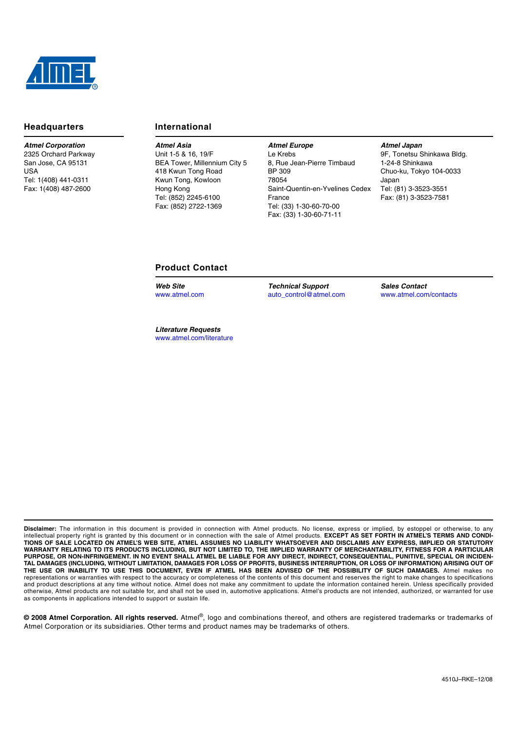## Headquarters

***Atmel Corporation***
2325 Orchard Parkway
San Jose, CA 95131
USA
Tel: 1(408) 441-0311
Fax: 1(408) 487-2600

## International

***Atmel Asia***
Unit 1-5 & 16, 19/F
BEA Tower, Millennium City 5
418 Kwun Tong Road
Kwun Tong, Kowloon
Hong Kong
Tel: (852) 2245-6100
Fax: (852) 2722-1369

***Atmel Europe***
Le Krebs
8, Rue Jean-Pierre Timbaud
BP 309
78054
Saint-Quentin-en-Yvelines Cedex
France
Tel: (33) 1-30-60-70-00
Fax: (33) 1-30-60-71-11

***Atmel Japan***
9F, Tonetsu Shinkawa Bldg.
1-24-8 Shinkawa
Chuo-ku, Tokyo 104-0033
Japan
Tel: (81) 3-3523-3551
Fax: (81) 3-3523-7581

## Product Contact

***Web Site***
www.atmel.com

***Technical Support***
auto_control@atmel.com

***Sales Contact***
www.atmel.com/contacts

***Literature Requests***
www.atmel.com/literature

**Disclaimer:** The information in this document is provided in connection with Atmel products. No license, express or implied, by estoppel or otherwise, to any intellectual property right is granted by this document or in connection with the sale of Atmel products. **EXCEPT AS SET FORTH IN ATMEL'S TERMS AND CONDITIONS OF SALE LOCATED ON ATMEL'S WEB SITE, ATMEL ASSUMES NO LIABILITY WHATSOEVER AND DISCLAIMS ANY EXPRESS, IMPLIED OR STATUTORY WARRANTY RELATING TO ITS PRODUCTS INCLUDING, BUT NOT LIMITED TO, THE IMPLIED WARRANTY OF MERCHANTABILITY, FITNESS FOR A PARTICULAR PURPOSE, OR NON-INFRINGEMENT. IN NO EVENT SHALL ATMEL BE LIABLE FOR ANY DIRECT, INDIRECT, CONSEQUENTIAL, PUNITIVE, SPECIAL OR INCIDENTAL DAMAGES (INCLUDING, WITHOUT LIMITATION, DAMAGES FOR LOSS OF PROFITS, BUSINESS INTERRUPTION, OR LOSS OF INFORMATION) ARISING OUT OF THE USE OR INABILITY TO USE THIS DOCUMENT, EVEN IF ATMEL HAS BEEN ADVISED OF THE POSSIBILITY OF SUCH DAMAGES.** Atmel makes no representations or warranties with respect to the accuracy or completeness of the contents of this document and reserves the right to make changes to specifications and product descriptions at any time without notice. Atmel does not make any commitment to update the information contained herein. Unless specifically provided otherwise, Atmel products are not suitable for, and shall not be used in, automotive applications. Atmel's products are not intended, authorized, or warranted for use as components in applications intended to support or sustain life.

**© 2008 Atmel Corporation. All rights reserved.** Atmel®, logo and combinations thereof, and others are registered trademarks or trademarks of Atmel Corporation or its subsidiaries. Other terms and product names may be trademarks of others.

4510J–RKE–12/08